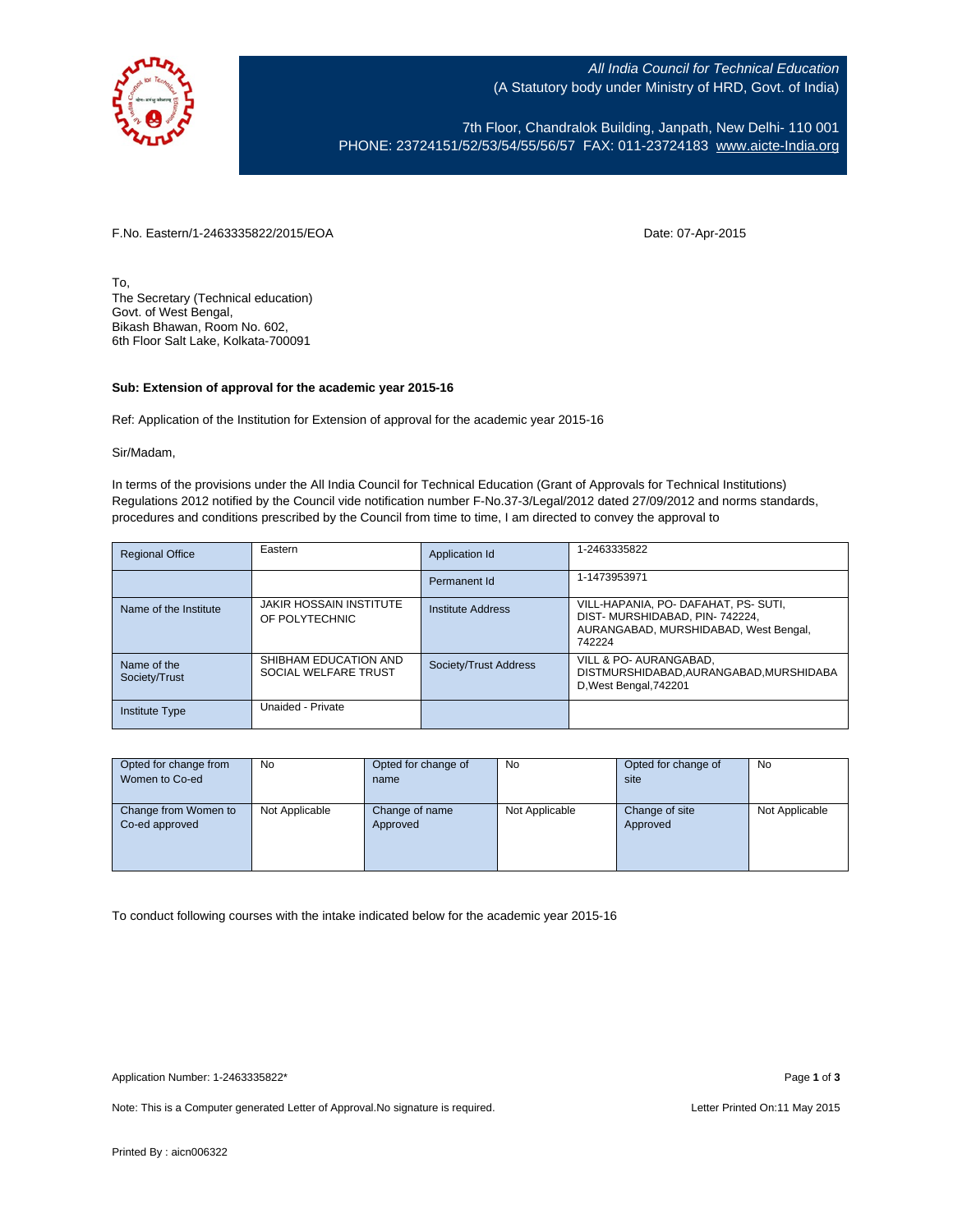All India Council for Technical Education
(A Statutory body under Ministry of HRD, Govt. of India)

7th Floor, Chandralok Building, Janpath, New Delhi- 110 001
PHONE: 23724151/52/53/54/55/56/57 FAX: 011-23724183 www.aicte-India.org

F.No. Eastern/1-2463335822/2015/EOA

Date: 07-Apr-2015

To,
The Secretary (Technical education)
Govt. of West Bengal,
Bikash Bhawan, Room No. 602,
6th Floor Salt Lake, Kolkata-700091

**Sub: Extension of approval for the academic year 2015-16**

Ref: Application of the Institution for Extension of approval for the academic year 2015-16

Sir/Madam,

In terms of the provisions under the All India Council for Technical Education (Grant of Approvals for Technical Institutions) Regulations 2012 notified by the Council vide notification number F-No.37-3/Legal/2012 dated 27/09/2012 and norms standards, procedures and conditions prescribed by the Council from time to time, I am directed to convey the approval to

| Regional Office | Eastern | Application Id | 1-2463335822 |
|---|---|---|---|
| | | Permanent Id | 1-1473953971 |
| Name of the Institute | JAKIR HOSSAIN INSTITUTE OF POLYTECHNIC | Institute Address | VILL-HAPANIA, PO- DAFAHAT, PS- SUTI, DIST- MURSHIDABAD, PIN- 742224, AURANGABAD, MURSHIDABAD, West Bengal, 742224 |
| Name of the Society/Trust | SHIBHAM EDUCATION AND SOCIAL WELFARE TRUST | Society/Trust Address | VILL & PO- AURANGABAD, DISTMURSHIDABAD,AURANGABAD,MURSHIDABAD,West Bengal,742201 |
| Institute Type | Unaided - Private | | |

| Opted for change from Women to Co-ed | No | Opted for change of name | No | Opted for change of site | No |
|---|---|---|---|---|---|
| Change from Women to Co-ed approved | Not Applicable | Change of name Approved | Not Applicable | Change of site Approved | Not Applicable |

To conduct following courses with the intake indicated below for the academic year 2015-16

Application Number: 1-2463335822*

Note: This is a Computer generated Letter of Approval.No signature is required.

Letter Printed On:11 May 2015

Printed By : aicn006322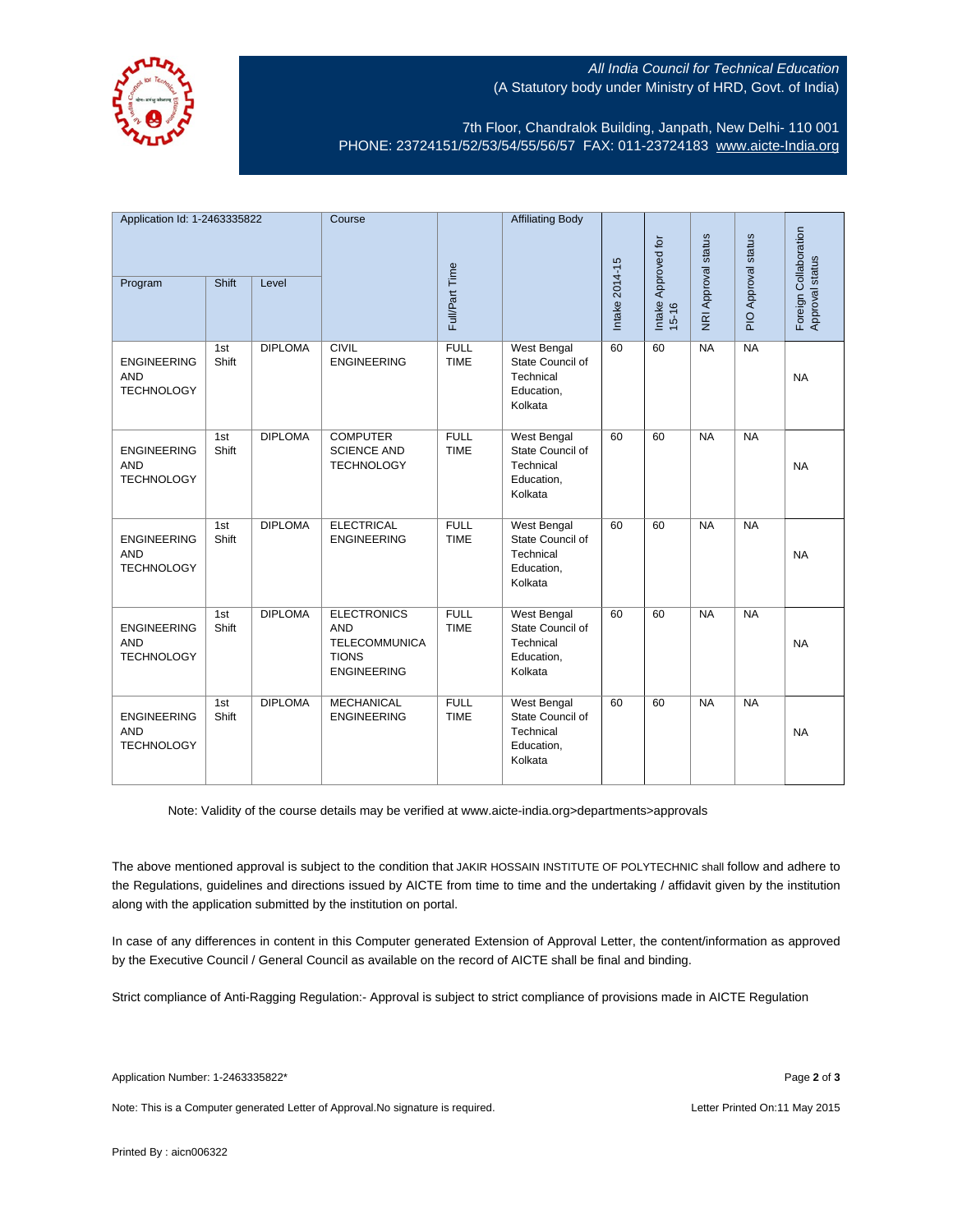All India Council for Technical Education
(A Statutory body under Ministry of HRD, Govt. of India)

7th Floor, Chandralok Building, Janpath, New Delhi- 110 001
PHONE: 23724151/52/53/54/55/56/57 FAX: 011-23724183 www.aicte-India.org

| Application Id: 1-2463335822 | | | Course | Full/Part Time | Affiliating Body | Intake 2014-15 | Intake Approved for 15-16 | NRI Approval status | PIO Approval status | Foreign Collaboration Approval status |
|---|---|---|---|---|---|---|---|---|---|---|
| Program | Shift | Level | | | | | | | | |
| ENGINEERING AND TECHNOLOGY | 1st Shift | DIPLOMA | CIVIL ENGINEERING | FULL TIME | West Bengal State Council of Technical Education, Kolkata | 60 | 60 | NA | NA | NA |
| ENGINEERING AND TECHNOLOGY | 1st Shift | DIPLOMA | COMPUTER SCIENCE AND TECHNOLOGY | FULL TIME | West Bengal State Council of Technical Education, Kolkata | 60 | 60 | NA | NA | NA |
| ENGINEERING AND TECHNOLOGY | 1st Shift | DIPLOMA | ELECTRICAL ENGINEERING | FULL TIME | West Bengal State Council of Technical Education, Kolkata | 60 | 60 | NA | NA | NA |
| ENGINEERING AND TECHNOLOGY | 1st Shift | DIPLOMA | ELECTRONICS AND TELECOMMUNICATIONS ENGINEERING | FULL TIME | West Bengal State Council of Technical Education, Kolkata | 60 | 60 | NA | NA | NA |
| ENGINEERING AND TECHNOLOGY | 1st Shift | DIPLOMA | MECHANICAL ENGINEERING | FULL TIME | West Bengal State Council of Technical Education, Kolkata | 60 | 60 | NA | NA | NA |

Note: Validity of the course details may be verified at www.aicte-india.org>departments>approvals

The above mentioned approval is subject to the condition that JAKIR HOSSAIN INSTITUTE OF POLYTECHNIC shall follow and adhere to the Regulations, guidelines and directions issued by AICTE from time to time and the undertaking / affidavit given by the institution along with the application submitted by the institution on portal.

In case of any differences in content in this Computer generated Extension of Approval Letter, the content/information as approved by the Executive Council / General Council as available on the record of AICTE shall be final and binding.

Strict compliance of Anti-Ragging Regulation:- Approval is subject to strict compliance of provisions made in AICTE Regulation

Application Number: 1-2463335822*

Note: This is a Computer generated Letter of Approval.No signature is required. Letter Printed On:11 May 2015

Printed By : aicn006322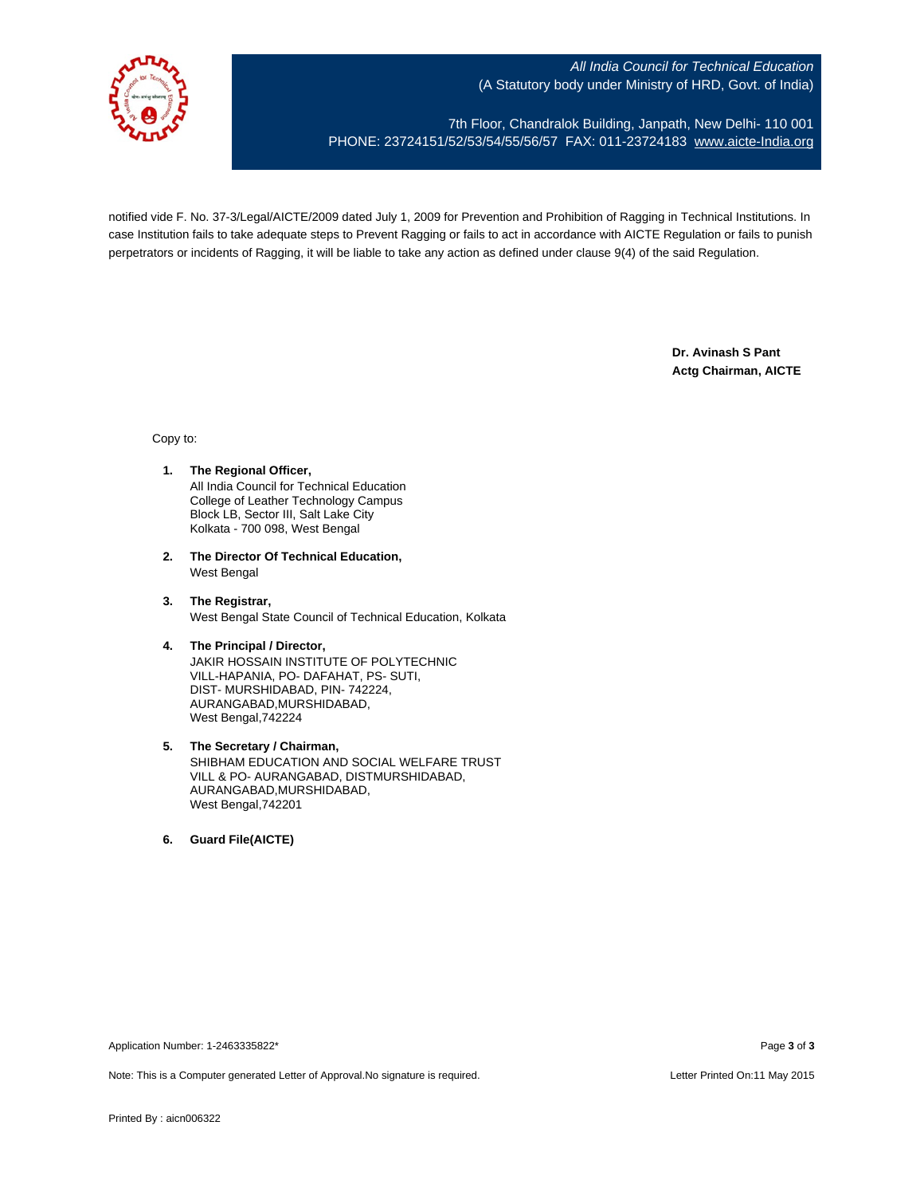All India Council for Technical Education
(A Statutory body under Ministry of HRD, Govt. of India)

7th Floor, Chandralok Building, Janpath, New Delhi- 110 001
PHONE: 23724151/52/53/54/55/56/57 FAX: 011-23724183 www.aicte-India.org

notified vide F. No. 37-3/Legal/AICTE/2009 dated July 1, 2009 for Prevention and Prohibition of Ragging in Technical Institutions. In case Institution fails to take adequate steps to Prevent Ragging or fails to act in accordance with AICTE Regulation or fails to punish perpetrators or incidents of Ragging, it will be liable to take any action as defined under clause 9(4) of the said Regulation.

**Dr. Avinash S Pant**
**Actg Chairman, AICTE**

Copy to:

1. **The Regional Officer,**
   All India Council for Technical Education
   College of Leather Technology Campus
   Block LB, Sector III, Salt Lake City
   Kolkata - 700 098, West Bengal

2. **The Director Of Technical Education,**
   West Bengal

3. **The Registrar,**
   West Bengal State Council of Technical Education, Kolkata

4. **The Principal / Director,**
   JAKIR HOSSAIN INSTITUTE OF POLYTECHNIC
   VILL-HAPANIA, PO- DAFAHAT, PS- SUTI,
   DIST- MURSHIDABAD, PIN- 742224,
   AURANGABAD,MURSHIDABAD,
   West Bengal,742224

5. **The Secretary / Chairman,**
   SHIBHAM EDUCATION AND SOCIAL WELFARE TRUST
   VILL & PO- AURANGABAD, DISTMURSHIDABAD,
   AURANGABAD,MURSHIDABAD,
   West Bengal,742201

6. **Guard File(AICTE)**

Application Number: 1-2463335822*

Note: This is a Computer generated Letter of Approval.No signature is required.

Letter Printed On:11 May 2015

Printed By : aicn006322